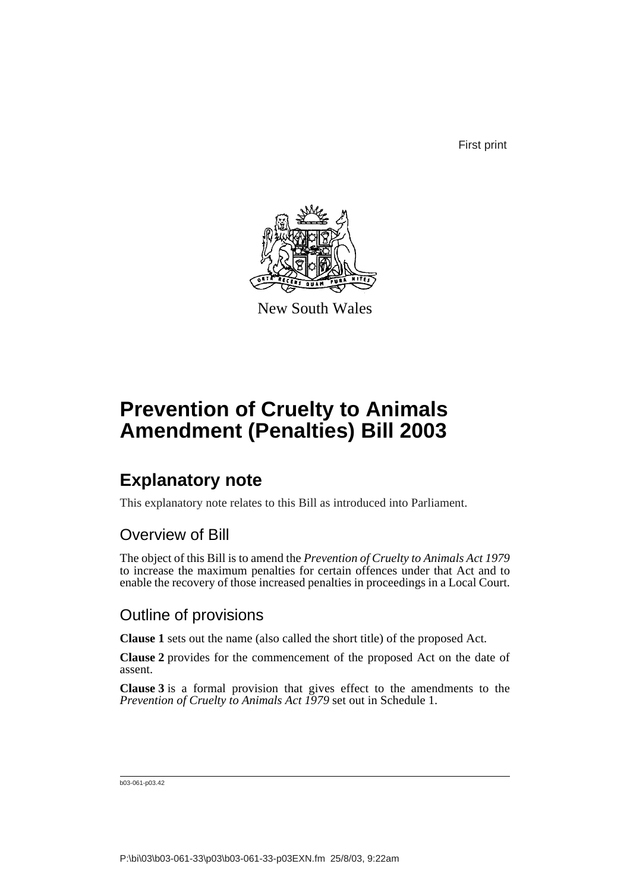First print

New South Wales

# Prevention of Cruelty to Animals Amendment (Penalties) Bill 2003

## Explanatory note

This explanatory note relates to this Bill as introduced into Parliament.

### Overview of Bill

The object of this Bill is to amend the *Prevention of Cruelty to Animals Act 1979* to increase the maximum penalties for certain offences under that Act and to enable the recovery of those increased penalties in proceedings in a Local Court.

### Outline of provisions

**Clause 1** sets out the name (also called the short title) of the proposed Act.

**Clause 2** provides for the commencement of the proposed Act on the date of assent.

**Clause 3** is a formal provision that gives effect to the amendments to the *Prevention of Cruelty to Animals Act 1979* set out in Schedule 1.

b03-061-p03.42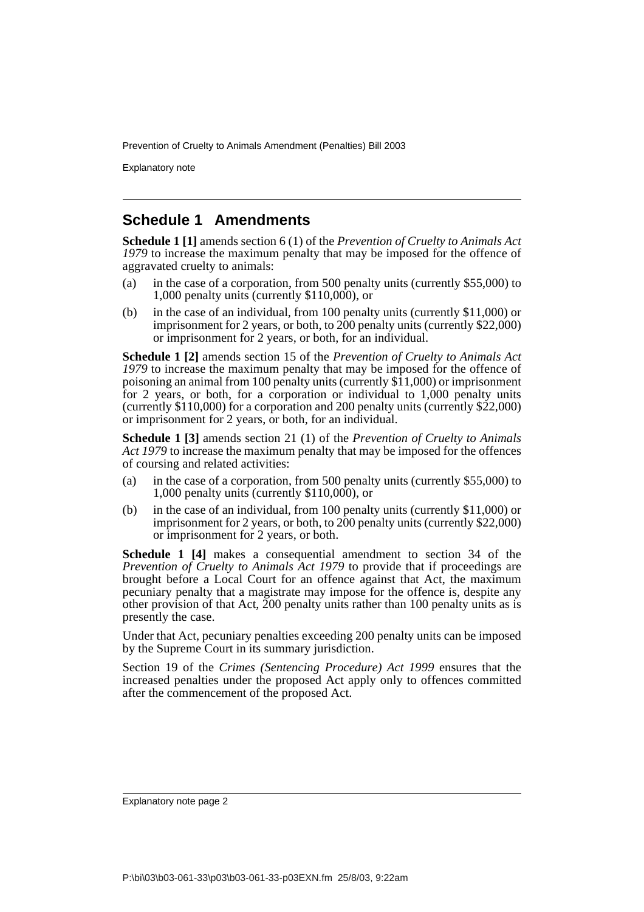## Schedule 1 Amendments

**Schedule 1 [1]** amends section 6 (1) of the *Prevention of Cruelty to Animals Act 1979* to increase the maximum penalty that may be imposed for the offence of aggravated cruelty to animals:

(a) in the case of a corporation, from 500 penalty units (currently $55,000) to 1,000 penalty units (currently $110,000), or

(b) in the case of an individual, from 100 penalty units (currently $11,000) or imprisonment for 2 years, or both, to 200 penalty units (currently $22,000) or imprisonment for 2 years, or both, for an individual.

**Schedule 1 [2]** amends section 15 of the *Prevention of Cruelty to Animals Act 1979* to increase the maximum penalty that may be imposed for the offence of poisoning an animal from 100 penalty units (currently $11,000) or imprisonment for 2 years, or both, for a corporation or individual to 1,000 penalty units (currently $110,000) for a corporation and 200 penalty units (currently $22,000) or imprisonment for 2 years, or both, for an individual.

**Schedule 1 [3]** amends section 21 (1) of the *Prevention of Cruelty to Animals Act 1979* to increase the maximum penalty that may be imposed for the offences of coursing and related activities:

(a) in the case of a corporation, from 500 penalty units (currently $55,000) to 1,000 penalty units (currently $110,000), or

(b) in the case of an individual, from 100 penalty units (currently $11,000) or imprisonment for 2 years, or both, to 200 penalty units (currently $22,000) or imprisonment for 2 years, or both.

**Schedule 1 [4]** makes a consequential amendment to section 34 of the *Prevention of Cruelty to Animals Act 1979* to provide that if proceedings are brought before a Local Court for an offence against that Act, the maximum pecuniary penalty that a magistrate may impose for the offence is, despite any other provision of that Act, 200 penalty units rather than 100 penalty units as is presently the case.

Under that Act, pecuniary penalties exceeding 200 penalty units can be imposed by the Supreme Court in its summary jurisdiction.

Section 19 of the *Crimes (Sentencing Procedure) Act 1999* ensures that the increased penalties under the proposed Act apply only to offences committed after the commencement of the proposed Act.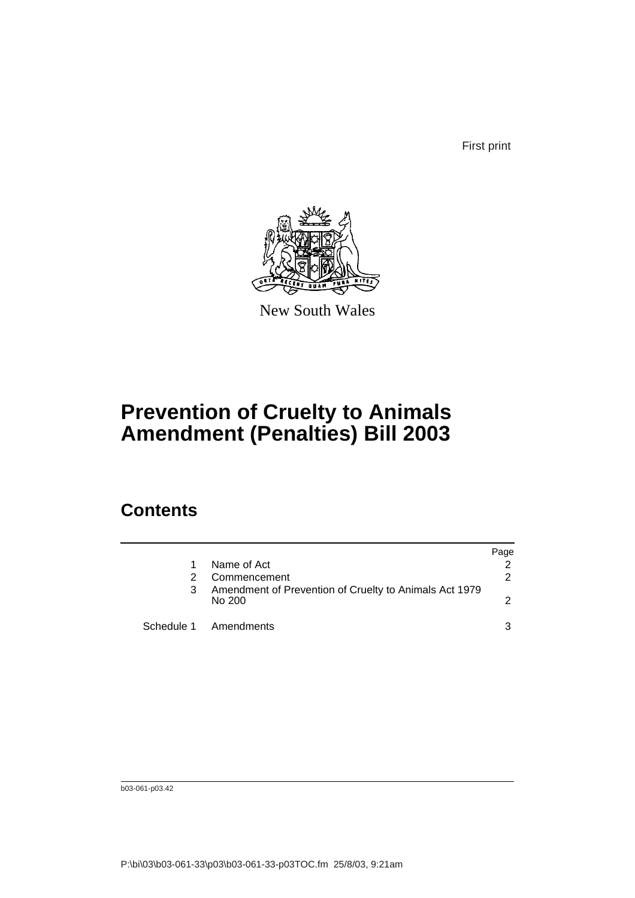First print

New South Wales

# Prevention of Cruelty to Animals Amendment (Penalties) Bill 2003

## Contents

| | | Page |
|---|---|---|
| 1 | Name of Act | 2 |
| 2 | Commencement | 2 |
| 3 | Amendment of Prevention of Cruelty to Animals Act 1979 No 200 | 2 |
| Schedule 1 | Amendments | 3 |

b03-061-p03.42

P:\bi\03\b03-061-33\p03\b03-061-33-p03TOC.fm 25/8/03, 9:21am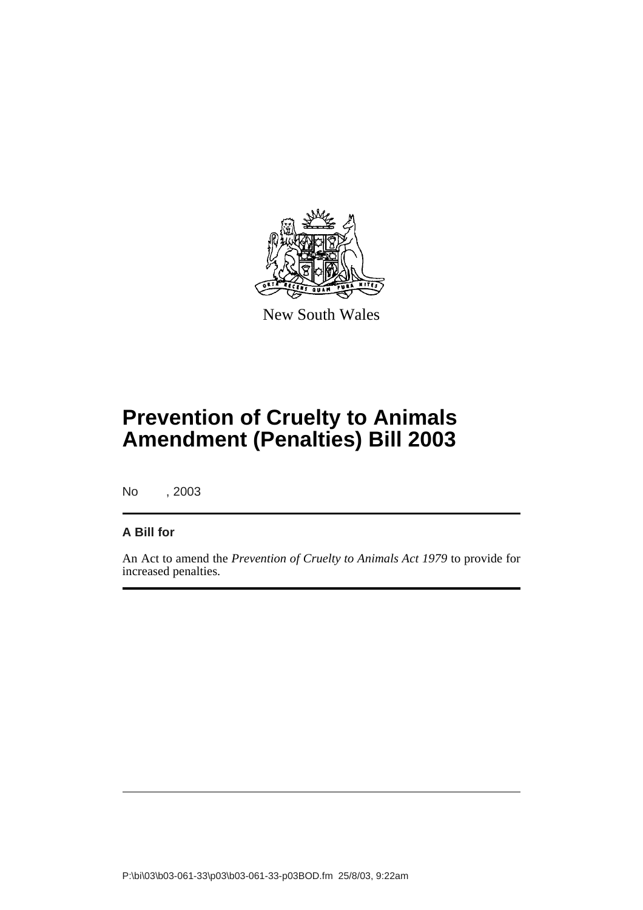New South Wales

# Prevention of Cruelty to Animals Amendment (Penalties) Bill 2003

No , 2003

**A Bill for**

An Act to amend the *Prevention of Cruelty to Animals Act 1979* to provide for increased penalties.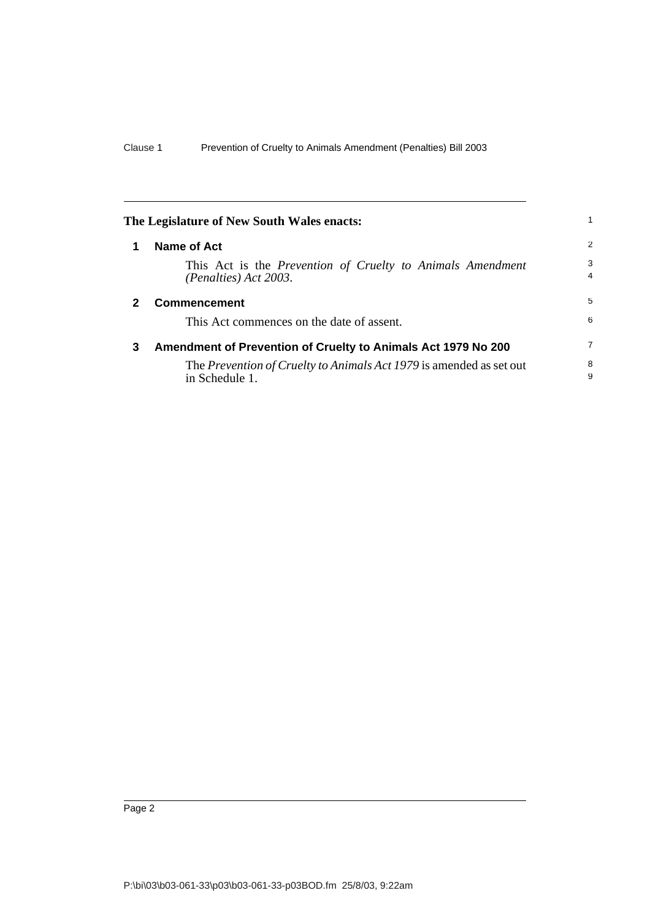The Legislature of New South Wales enacts:

**1 Name of Act**

This Act is the *Prevention of Cruelty to Animals Amendment (Penalties) Act 2003*.

**2 Commencement**

This Act commences on the date of assent.

**3 Amendment of Prevention of Cruelty to Animals Act 1979 No 200**

The *Prevention of Cruelty to Animals Act 1979* is amended as set out in Schedule 1.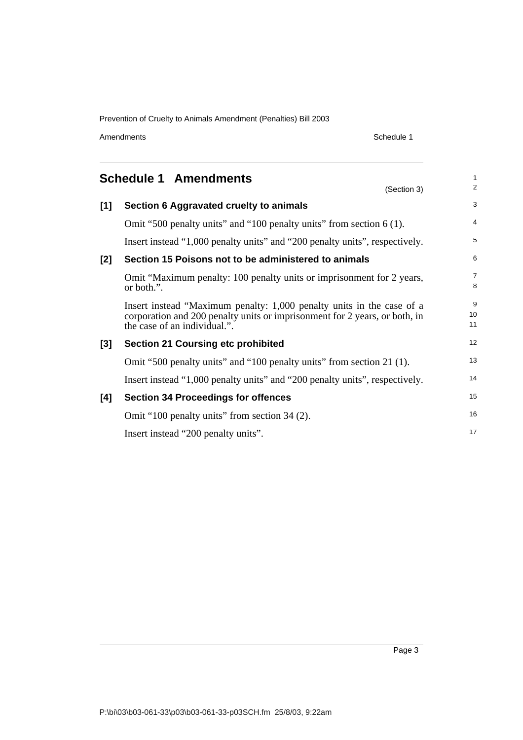# Schedule 1 Amendments

(Section 3)

## [1] Section 6 Aggravated cruelty to animals

Omit "500 penalty units" and "100 penalty units" from section 6 (1).

Insert instead "1,000 penalty units" and "200 penalty units", respectively.

## [2] Section 15 Poisons not to be administered to animals

Omit "Maximum penalty: 100 penalty units or imprisonment for 2 years, or both.".

Insert instead "Maximum penalty: 1,000 penalty units in the case of a corporation and 200 penalty units or imprisonment for 2 years, or both, in the case of an individual.".

## [3] Section 21 Coursing etc prohibited

Omit "500 penalty units" and "100 penalty units" from section 21 (1).

Insert instead "1,000 penalty units" and "200 penalty units", respectively.

## [4] Section 34 Proceedings for offences

Omit "100 penalty units" from section 34 (2).

Insert instead "200 penalty units".